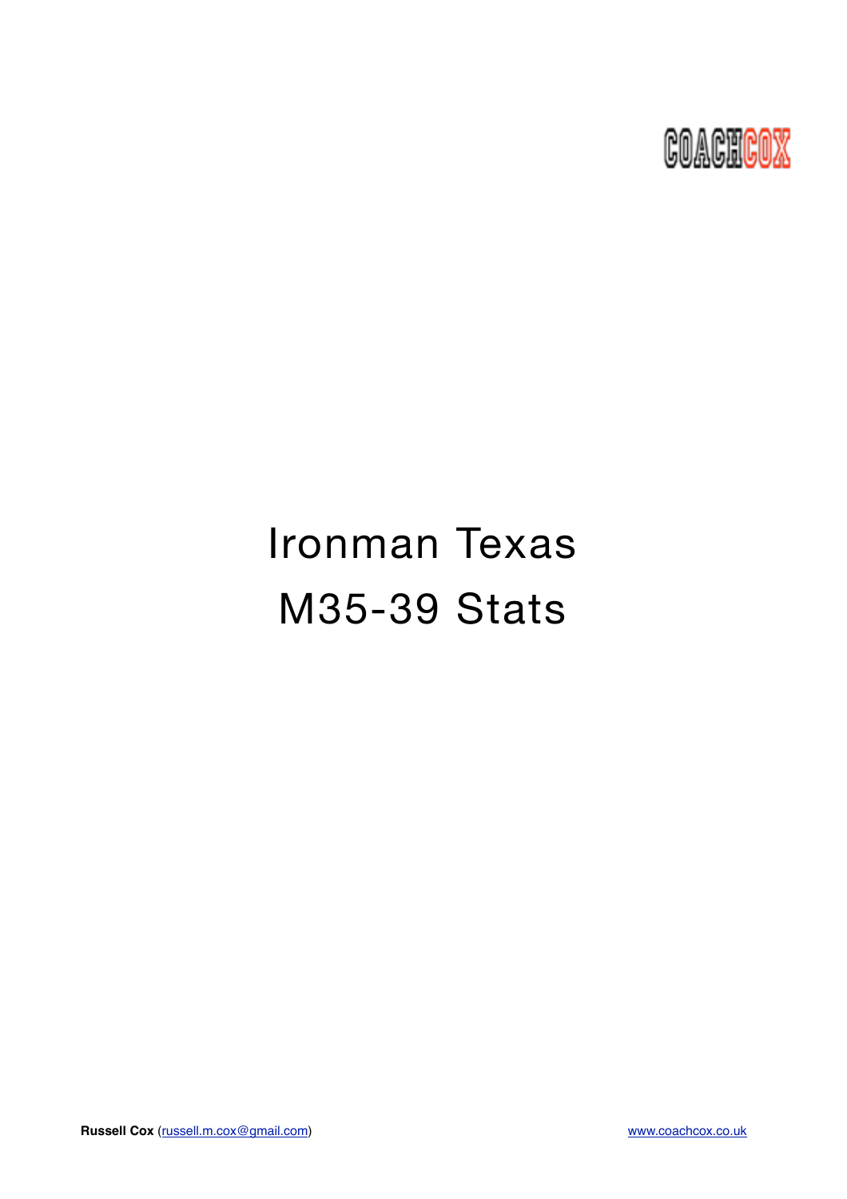COACHCOX

# Ironman Texas

# M35-39 Stats

**Russell Cox** ([russell.m.cox@gmail.com](mailto:russell.m.cox@gmail.com)) [www.coachcox.co.uk](http://www.coachcox.co.uk)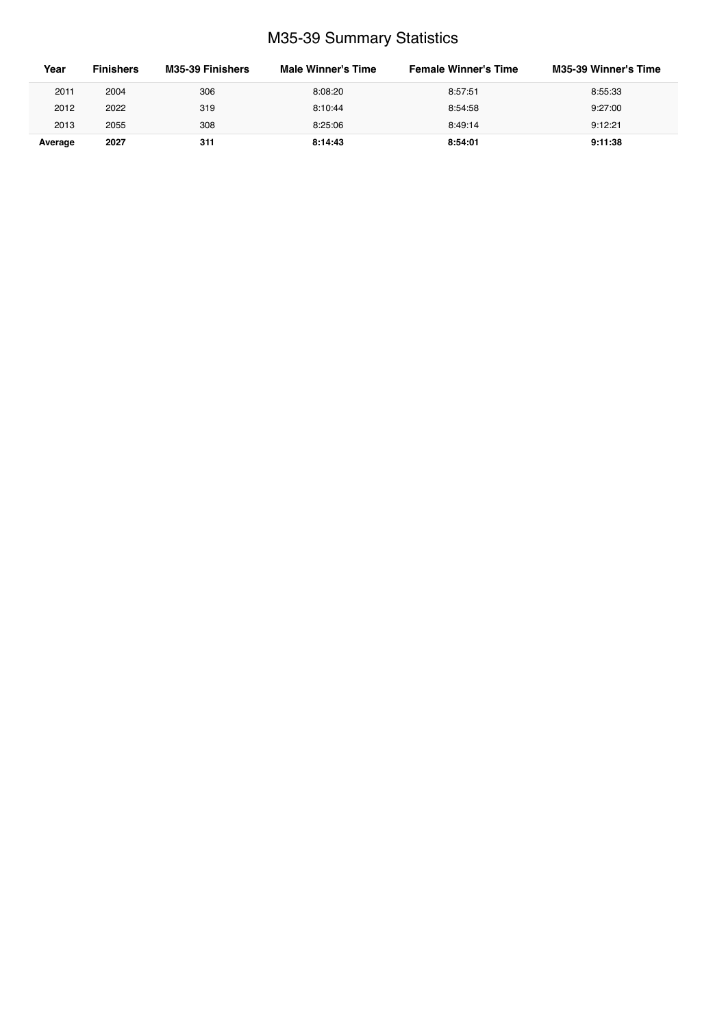# M35-39 Summary Statistics

| Year | Finishers | M35-39 Finishers | Male Winner's Time | Female Winner's Time | M35-39 Winner's Time |
|---|---|---|---|---|---|
| 2011 | 2004 | 306 | 8:08:20 | 8:57:51 | 8:55:33 |
| 2012 | 2022 | 319 | 8:10:44 | 8:54:58 | 9:27:00 |
| 2013 | 2055 | 308 | 8:25:06 | 8:49:14 | 9:12:21 |
| **Average** | **2027** | **311** | **8:14:43** | **8:54:01** | **9:11:38** |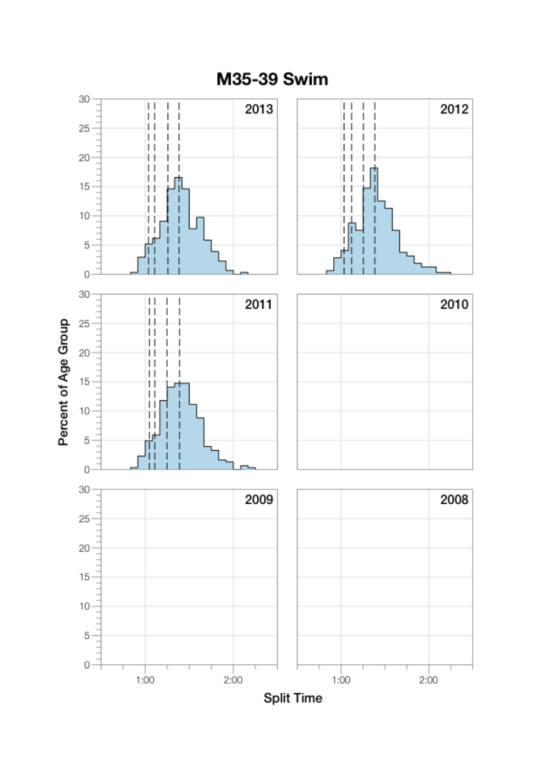# M35-39 Swim

Percent of Age Group

2013

2012

2011

2010

2009

2008

Split Time

1:00 2:00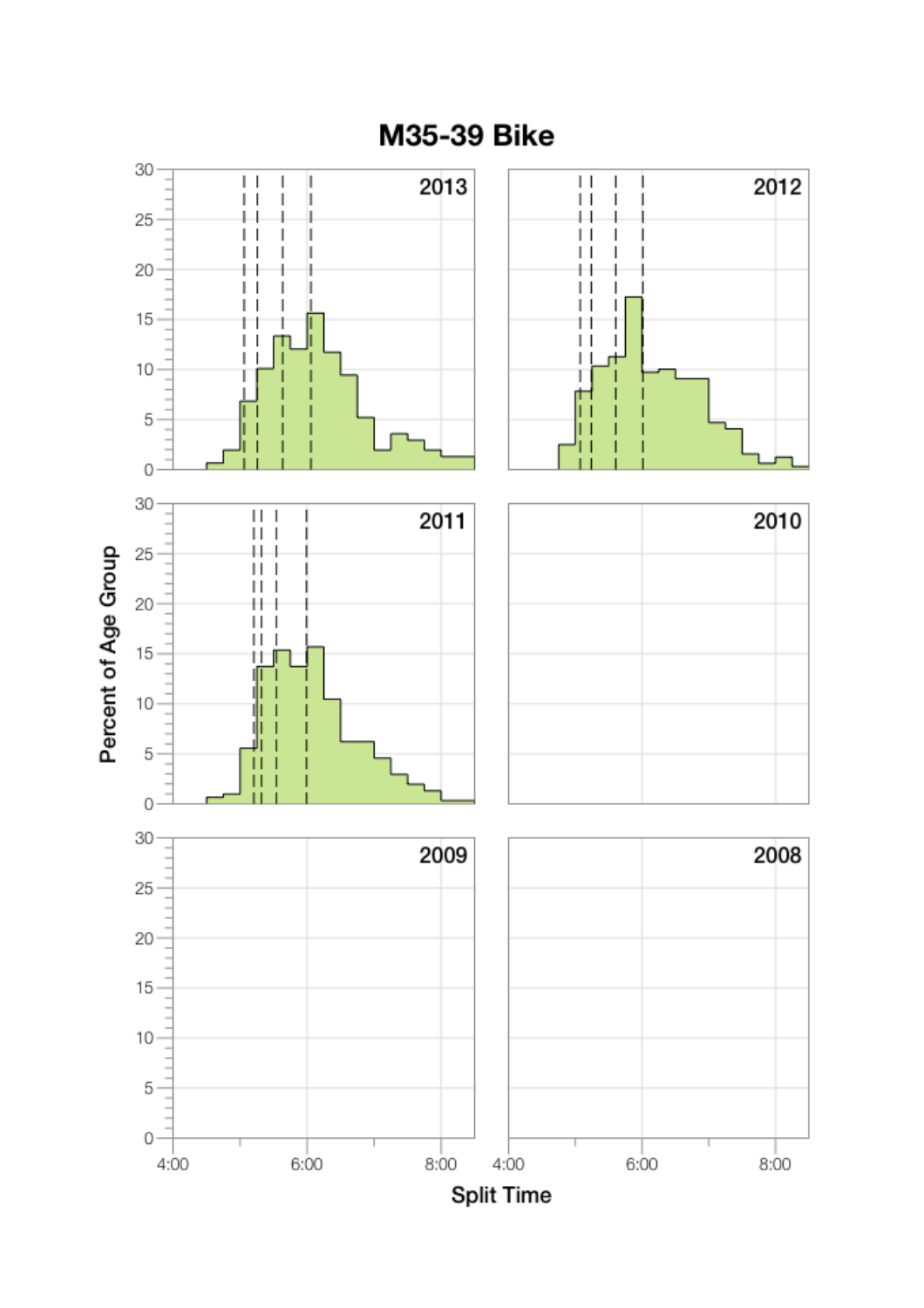# M35-39 Bike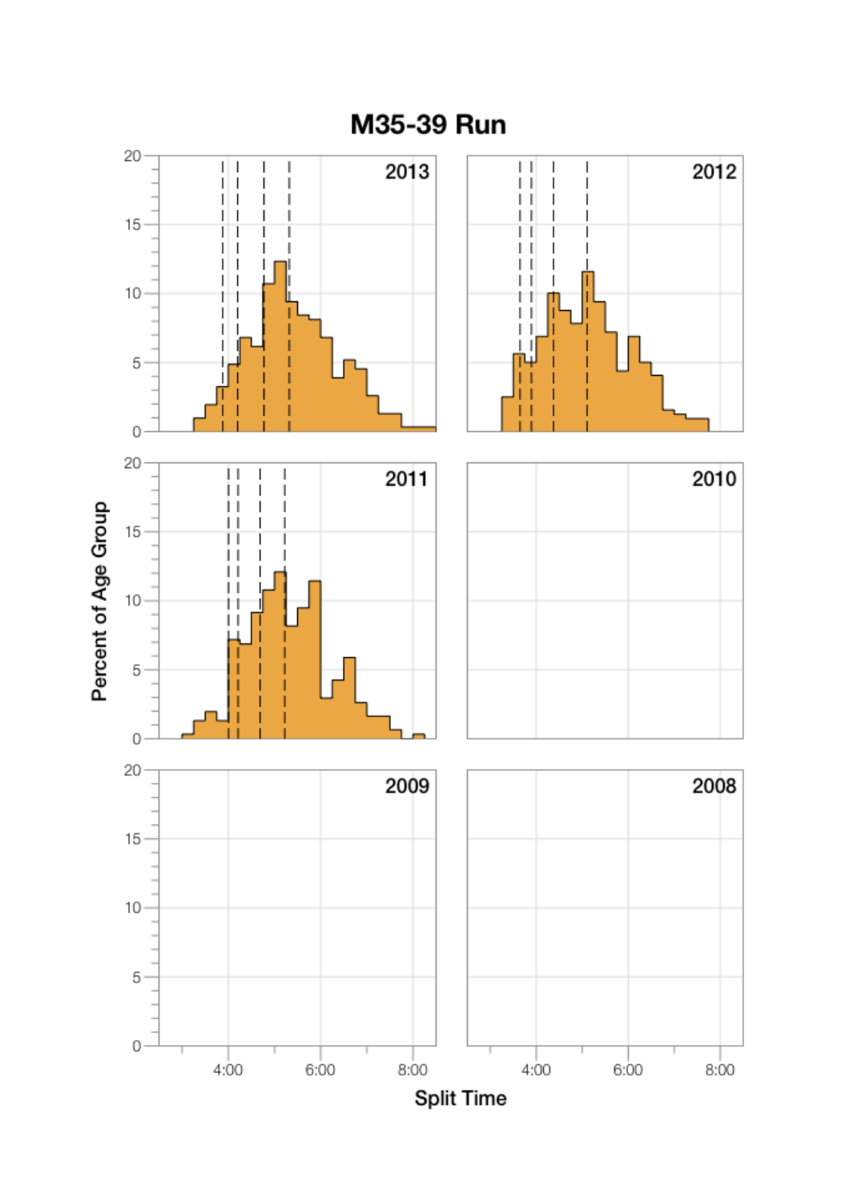# M35-39 Run

2013

2012

2011

2010

2009

2008

Percent of Age Group

Split Time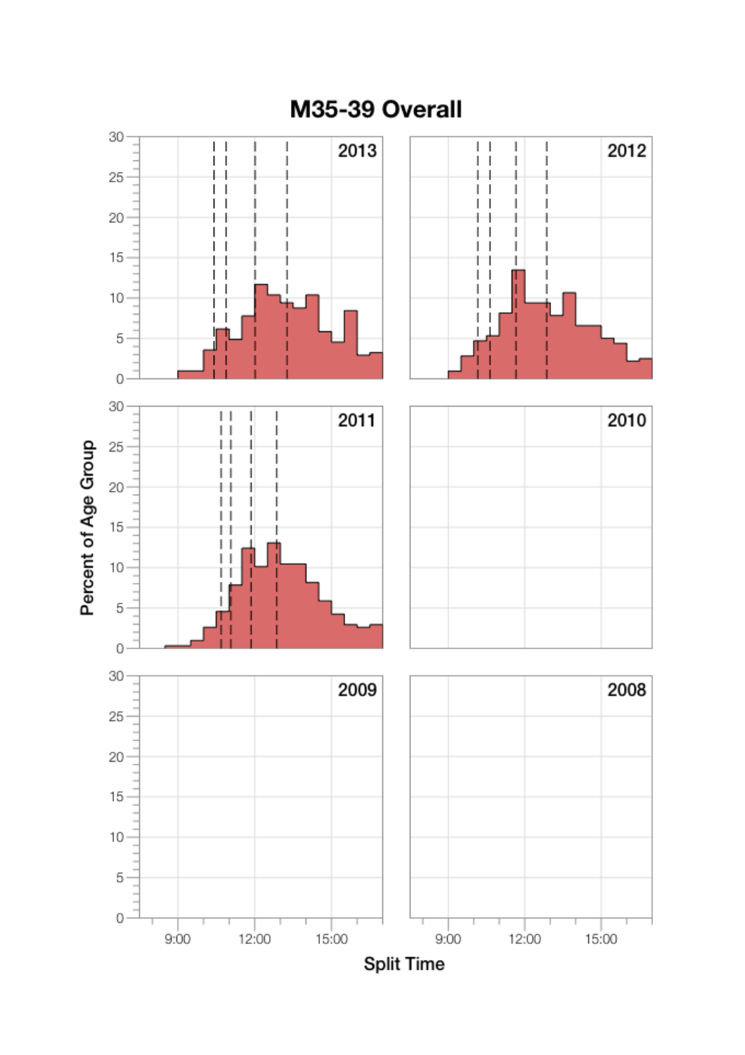# M35-39 Overall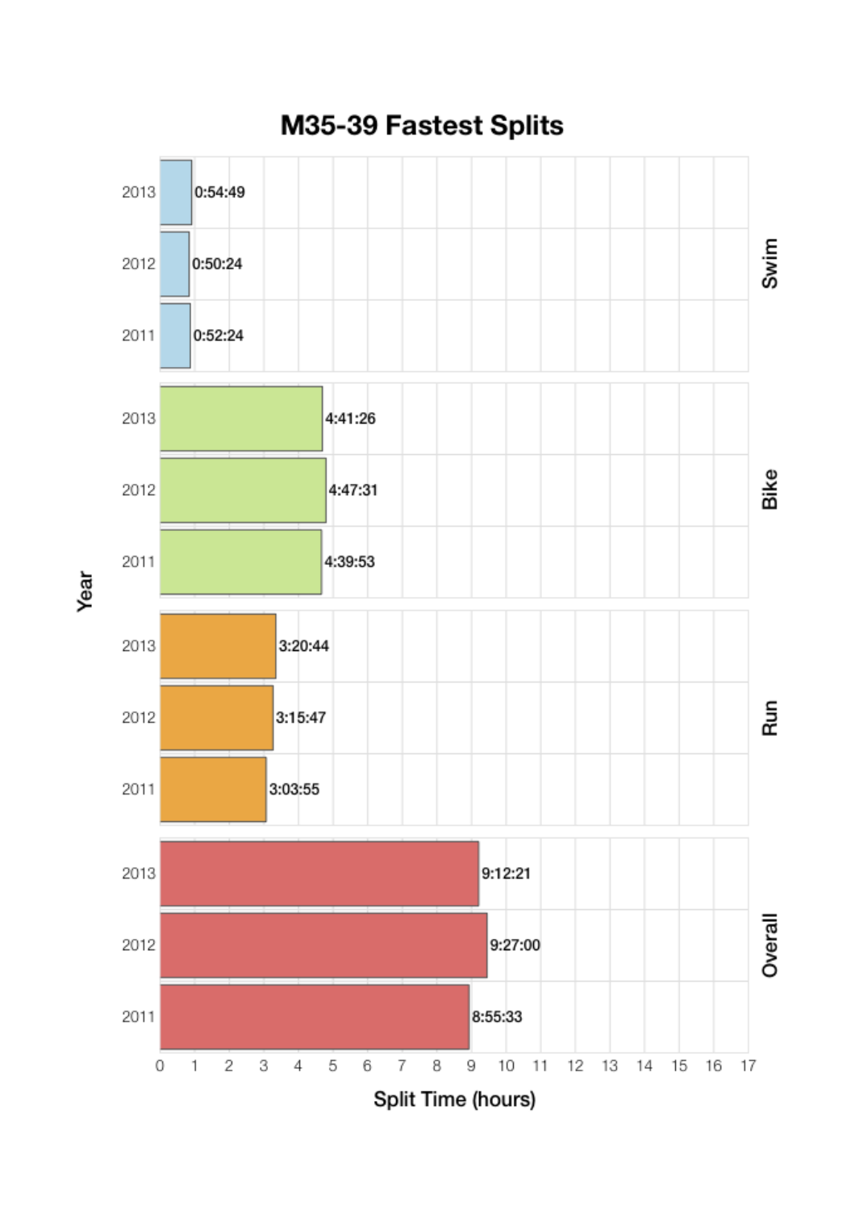# M35-39 Fastest Splits

| Year | Swim | Bike | Run | Overall |
|---|---|---|---|---|
| 2013 | 0:54:49 | 4:41:26 | 3:20:44 | 9:12:21 |
| 2012 | 0:50:24 | 4:47:31 | 3:15:47 | 9:27:00 |
| 2011 | 0:52:24 | 4:39:53 | 3:03:55 | 8:55:33 |

Split Time (hours)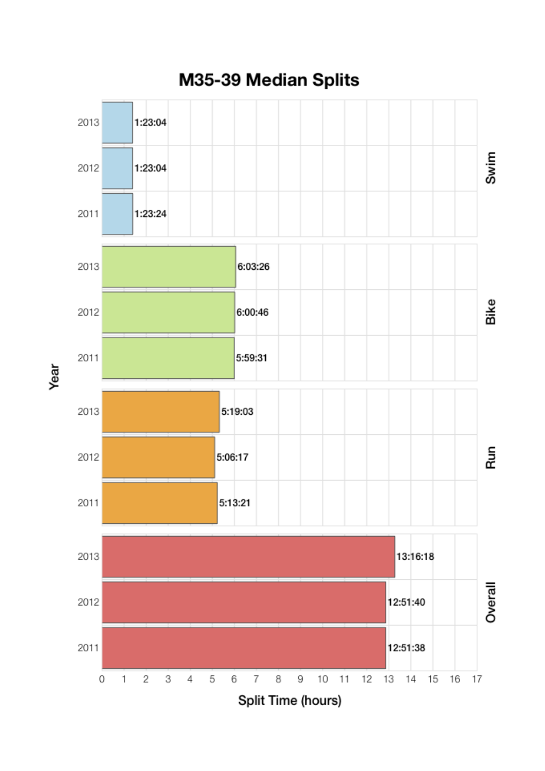# M35-39 Median Splits

| Year | Swim | Bike | Run | Overall |
|---|---|---|---|---|
| 2013 | 1:23:04 | 6:03:26 | 5:19:03 | 13:16:18 |
| 2012 | 1:23:04 | 6:00:46 | 5:06:17 | 12:51:40 |
| 2011 | 1:23:24 | 5:59:31 | 5:13:21 | 12:51:38 |

Split Time (hours)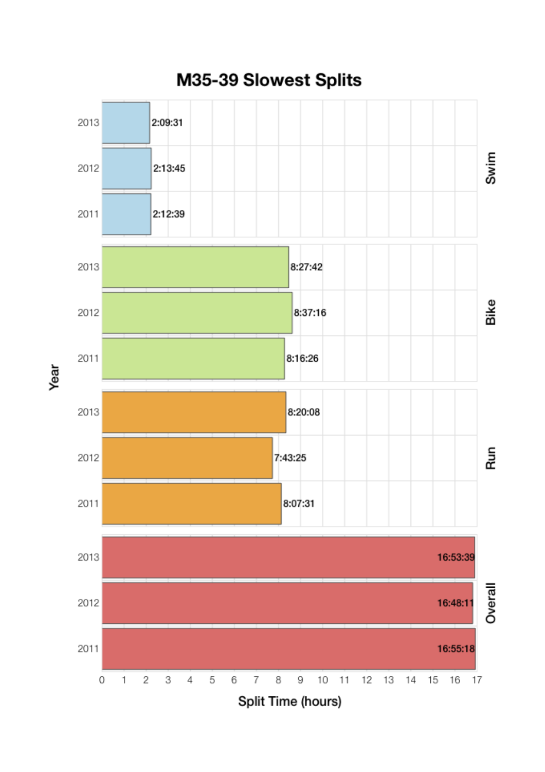# M35-39 Slowest Splits

| Year | Swim | Bike | Run | Overall |
|---|---|---|---|---|
| 2013 | 2:09:31 | 8:27:42 | 8:20:08 | 16:53:39 |
| 2012 | 2:13:45 | 8:37:16 | 7:43:25 | 16:48:11 |
| 2011 | 2:12:39 | 8:16:26 | 8:07:31 | 16:55:18 |

Split Time (hours)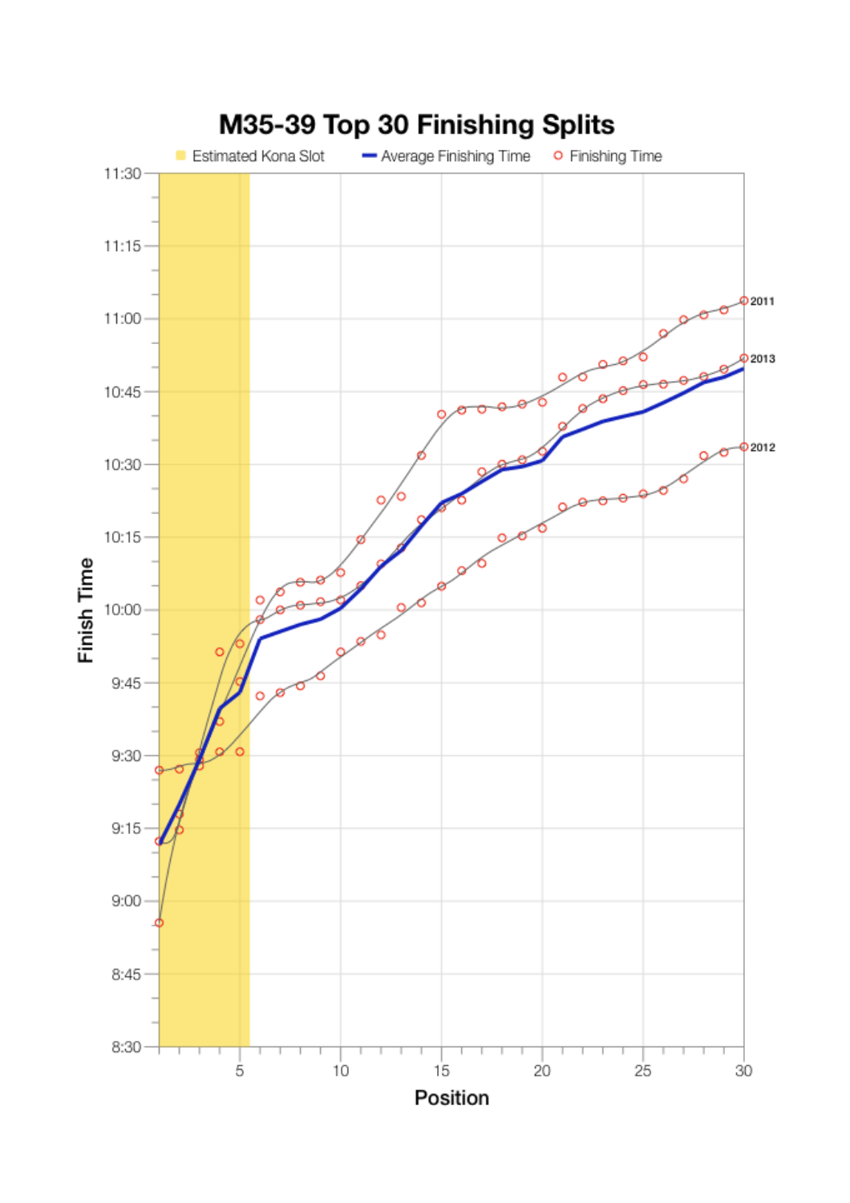# M35-39 Top 30 Finishing Splits

Estimated Kona Slot | Average Finishing Time | Finishing Time

Finish Time

11:30
11:15
11:00
10:45
10:30
10:15
10:00
9:45
9:30
9:15
9:00
8:45
8:30

2011
2013
2012

5 10 15 20 25 30

Position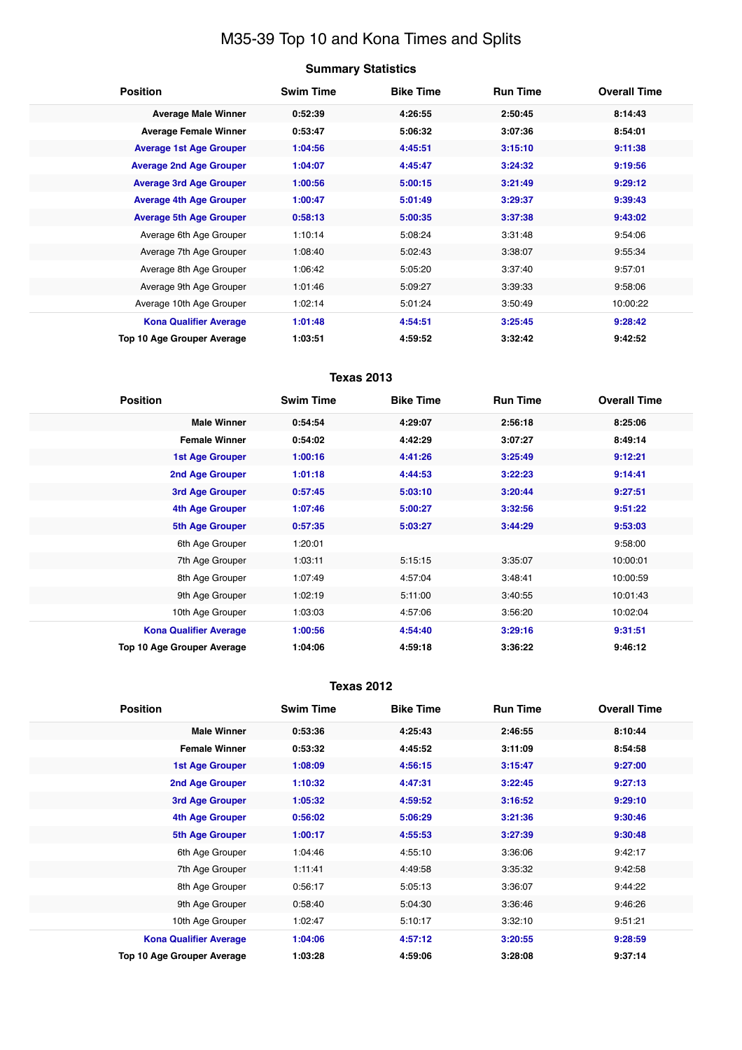# M35-39 Top 10 and Kona Times and Splits

### Summary Statistics

| Position | Swim Time | Bike Time | Run Time | Overall Time |
|---|---|---|---|---|
| **Average Male Winner** | **0:52:39** | **4:26:55** | **2:50:45** | **8:14:43** |
| **Average Female Winner** | **0:53:47** | **5:06:32** | **3:07:36** | **8:54:01** |
| **Average 1st Age Grouper** | **1:04:56** | **4:45:51** | **3:15:10** | **9:11:38** |
| **Average 2nd Age Grouper** | **1:04:07** | **4:45:47** | **3:24:32** | **9:19:56** |
| **Average 3rd Age Grouper** | **1:00:56** | **5:00:15** | **3:21:49** | **9:29:12** |
| **Average 4th Age Grouper** | **1:00:47** | **5:01:49** | **3:29:37** | **9:39:43** |
| **Average 5th Age Grouper** | **0:58:13** | **5:00:35** | **3:37:38** | **9:43:02** |
| Average 6th Age Grouper | 1:10:14 | 5:08:24 | 3:31:48 | 9:54:06 |
| Average 7th Age Grouper | 1:08:40 | 5:02:43 | 3:38:07 | 9:55:34 |
| Average 8th Age Grouper | 1:06:42 | 5:05:20 | 3:37:40 | 9:57:01 |
| Average 9th Age Grouper | 1:01:46 | 5:09:27 | 3:39:33 | 9:58:06 |
| Average 10th Age Grouper | 1:02:14 | 5:01:24 | 3:50:49 | 10:00:22 |
| **Kona Qualifier Average** | **1:01:48** | **4:54:51** | **3:25:45** | **9:28:42** |
| **Top 10 Age Grouper Average** | **1:03:51** | **4:59:52** | **3:32:42** | **9:42:52** |

### Texas 2013

| Position | Swim Time | Bike Time | Run Time | Overall Time |
|---|---|---|---|---|
| **Male Winner** | **0:54:54** | **4:29:07** | **2:56:18** | **8:25:06** |
| **Female Winner** | **0:54:02** | **4:42:29** | **3:07:27** | **8:49:14** |
| **1st Age Grouper** | **1:00:16** | **4:41:26** | **3:25:49** | **9:12:21** |
| **2nd Age Grouper** | **1:01:18** | **4:44:53** | **3:22:23** | **9:14:41** |
| **3rd Age Grouper** | **0:57:45** | **5:03:10** | **3:20:44** | **9:27:51** |
| **4th Age Grouper** | **1:07:46** | **5:00:27** | **3:32:56** | **9:51:22** |
| **5th Age Grouper** | **0:57:35** | **5:03:27** | **3:44:29** | **9:53:03** |
| 6th Age Grouper | 1:20:01 | | | 9:58:00 |
| 7th Age Grouper | 1:03:11 | 5:15:15 | 3:35:07 | 10:00:01 |
| 8th Age Grouper | 1:07:49 | 4:57:04 | 3:48:41 | 10:00:59 |
| 9th Age Grouper | 1:02:19 | 5:11:00 | 3:40:55 | 10:01:43 |
| 10th Age Grouper | 1:03:03 | 4:57:06 | 3:56:20 | 10:02:04 |
| **Kona Qualifier Average** | **1:00:56** | **4:54:40** | **3:29:16** | **9:31:51** |
| **Top 10 Age Grouper Average** | **1:04:06** | **4:59:18** | **3:36:22** | **9:46:12** |

### Texas 2012

| Position | Swim Time | Bike Time | Run Time | Overall Time |
|---|---|---|---|---|
| **Male Winner** | **0:53:36** | **4:25:43** | **2:46:55** | **8:10:44** |
| **Female Winner** | **0:53:32** | **4:45:52** | **3:11:09** | **8:54:58** |
| **1st Age Grouper** | **1:08:09** | **4:56:15** | **3:15:47** | **9:27:00** |
| **2nd Age Grouper** | **1:10:32** | **4:47:31** | **3:22:45** | **9:27:13** |
| **3rd Age Grouper** | **1:05:32** | **4:59:52** | **3:16:52** | **9:29:10** |
| **4th Age Grouper** | **0:56:02** | **5:06:29** | **3:21:36** | **9:30:46** |
| **5th Age Grouper** | **1:00:17** | **4:55:53** | **3:27:39** | **9:30:48** |
| 6th Age Grouper | 1:04:46 | 4:55:10 | 3:36:06 | 9:42:17 |
| 7th Age Grouper | 1:11:41 | 4:49:58 | 3:35:32 | 9:42:58 |
| 8th Age Grouper | 0:56:17 | 5:05:13 | 3:36:07 | 9:44:22 |
| 9th Age Grouper | 0:58:40 | 5:04:30 | 3:36:46 | 9:46:26 |
| 10th Age Grouper | 1:02:47 | 5:10:17 | 3:32:10 | 9:51:21 |
| **Kona Qualifier Average** | **1:04:06** | **4:57:12** | **3:20:55** | **9:28:59** |
| **Top 10 Age Grouper Average** | **1:03:28** | **4:59:06** | **3:28:08** | **9:37:14** |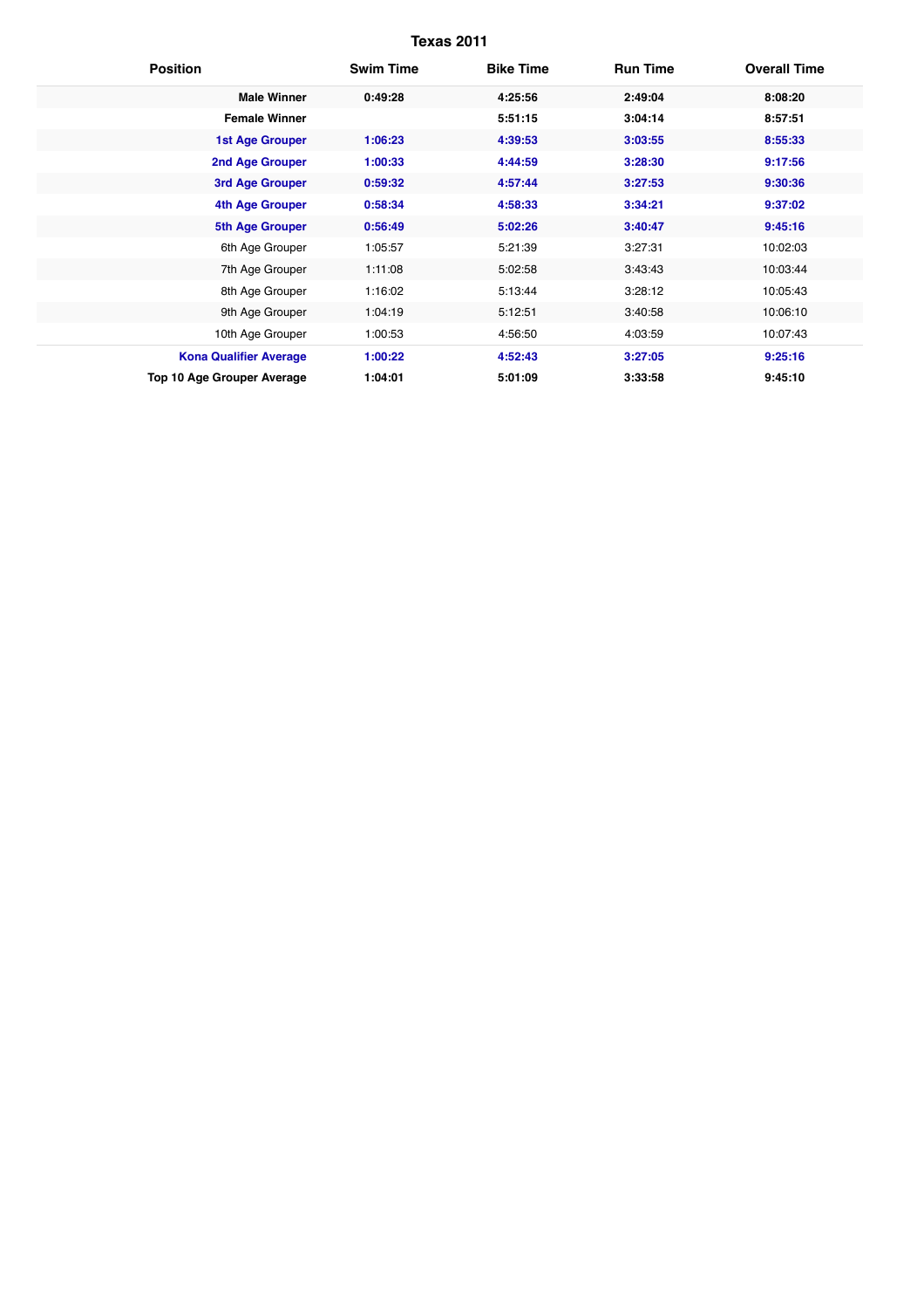## Texas 2011

| Position | Swim Time | Bike Time | Run Time | Overall Time |
|---|---|---|---|---|
| **Male Winner** | **0:49:28** | **4:25:56** | **2:49:04** | **8:08:20** |
| **Female Winner** | | **5:51:15** | **3:04:14** | **8:57:51** |
| **1st Age Grouper** | **1:06:23** | **4:39:53** | **3:03:55** | **8:55:33** |
| **2nd Age Grouper** | **1:00:33** | **4:44:59** | **3:28:30** | **9:17:56** |
| **3rd Age Grouper** | **0:59:32** | **4:57:44** | **3:27:53** | **9:30:36** |
| **4th Age Grouper** | **0:58:34** | **4:58:33** | **3:34:21** | **9:37:02** |
| **5th Age Grouper** | **0:56:49** | **5:02:26** | **3:40:47** | **9:45:16** |
| 6th Age Grouper | 1:05:57 | 5:21:39 | 3:27:31 | 10:02:03 |
| 7th Age Grouper | 1:11:08 | 5:02:58 | 3:43:43 | 10:03:44 |
| 8th Age Grouper | 1:16:02 | 5:13:44 | 3:28:12 | 10:05:43 |
| 9th Age Grouper | 1:04:19 | 5:12:51 | 3:40:58 | 10:06:10 |
| 10th Age Grouper | 1:00:53 | 4:56:50 | 4:03:59 | 10:07:43 |
| **Kona Qualifier Average** | **1:00:22** | **4:52:43** | **3:27:05** | **9:25:16** |
| **Top 10 Age Grouper Average** | **1:04:01** | **5:01:09** | **3:33:58** | **9:45:10** |